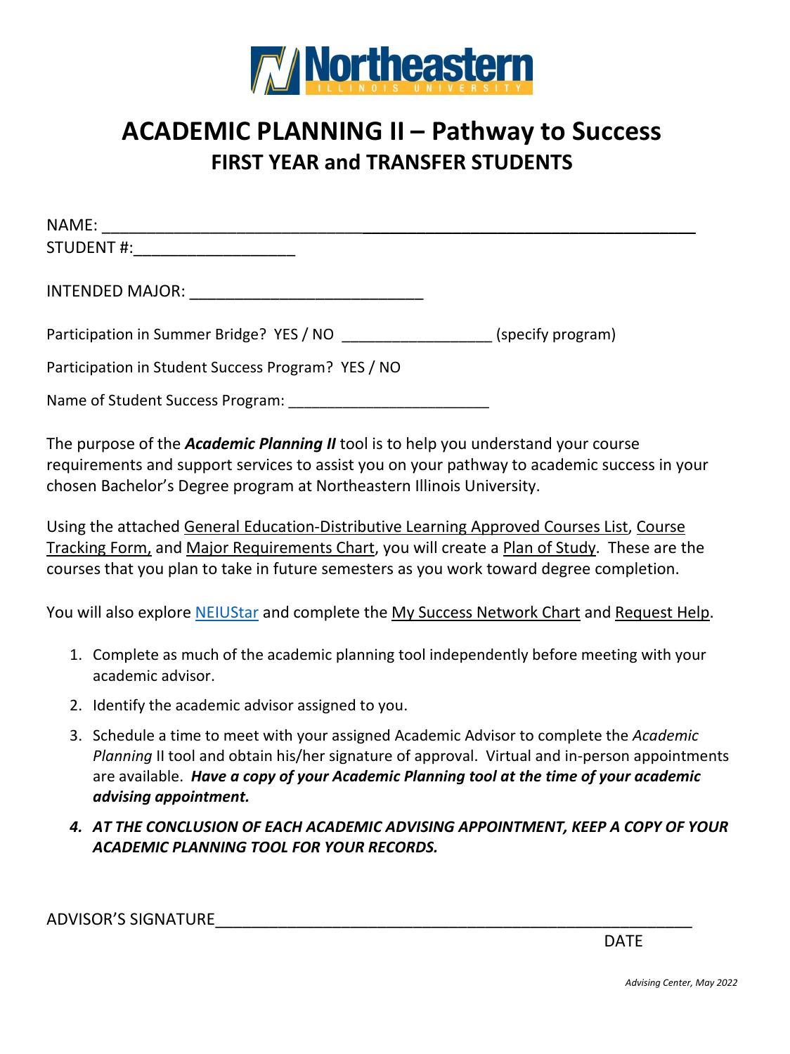Northeastern ILLINOIS UNIVERSITY

# ACADEMIC PLANNING II – Pathway to Success

## FIRST YEAR and TRANSFER STUDENTS

NAME: ___________________________________________________________________

STUDENT #:__________________

INTENDED MAJOR: __________________________

Participation in Summer Bridge? YES / NO _________________ (specify program)

Participation in Student Success Program? YES / NO

Name of Student Success Program: ______________________

The purpose of the ***Academic Planning II*** tool is to help you understand your course requirements and support services to assist you on your pathway to academic success in your chosen Bachelor's Degree program at Northeastern Illinois University.

Using the attached General Education-Distributive Learning Approved Courses List, Course Tracking Form, and Major Requirements Chart, you will create a Plan of Study. These are the courses that you plan to take in future semesters as you work toward degree completion.

You will also explore NEIUStar and complete the My Success Network Chart and Request Help.

1. Complete as much of the academic planning tool independently before meeting with your academic advisor.
2. Identify the academic advisor assigned to you.
3. Schedule a time to meet with your assigned Academic Advisor to complete the *Academic Planning* II tool and obtain his/her signature of approval. Virtual and in-person appointments are available. ***Have a copy of your Academic Planning tool at the time of your academic advising appointment.***
4. ***AT THE CONCLUSION OF EACH ACADEMIC ADVISING APPOINTMENT, KEEP A COPY OF YOUR ACADEMIC PLANNING TOOL FOR YOUR RECORDS.***

ADVISOR'S SIGNATURE_____________________________________________________

DATE

*Advising Center, May 2022*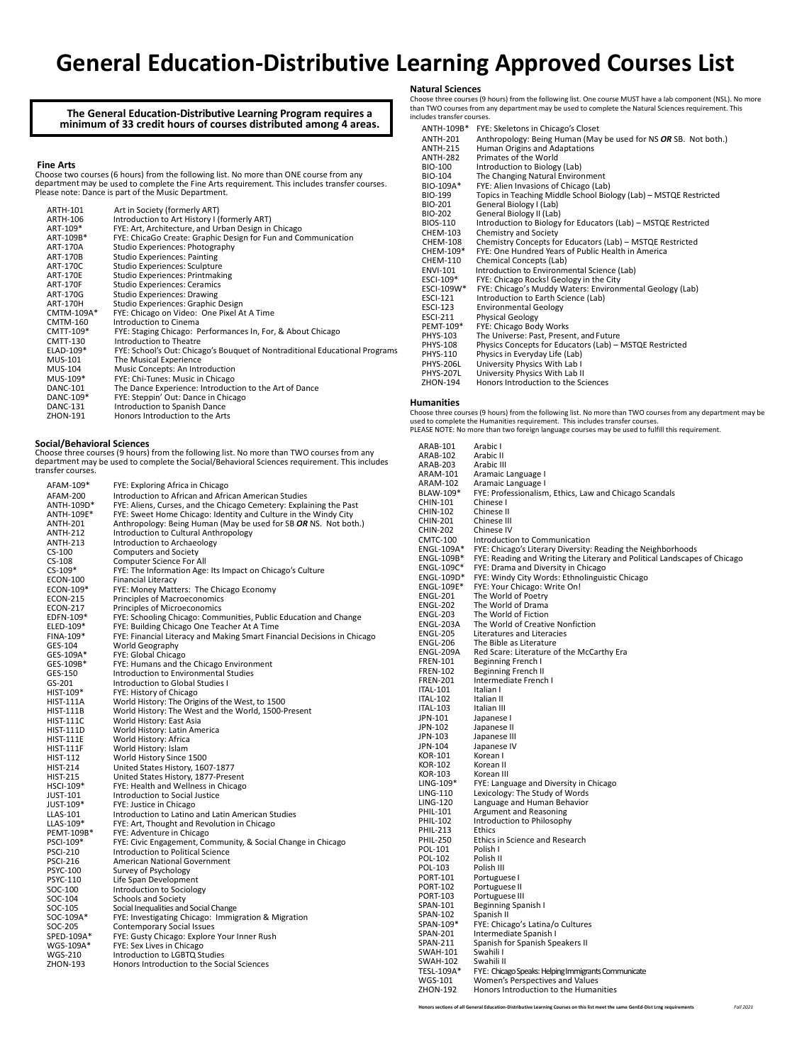# General Education-Distributive Learning Approved Courses List

**The General Education-Distributive Learning Program requires a minimum of 33 credit hours of courses distributed among 4 areas.**

## Fine Arts

Choose two courses (6 hours) from the following list. No more than ONE course from any department may be used to complete the Fine Arts requirement. This includes transfer courses. Please note: Dance is part of the Music Department.

| | |
|---|---|
| ARTH-101 | Art in Society (formerly ART) |
| ARTH-106 | Introduction to Art History I (formerly ART) |
| ART-109* | FYE: Art, Architecture, and Urban Design in Chicago |
| ART-109B* | FYE: ChicaGo Create: Graphic Design for Fun and Communication |
| ART-170A | Studio Experiences: Photography |
| ART-170B | Studio Experiences: Painting |
| ART-170C | Studio Experiences: Sculpture |
| ART-170E | Studio Experiences: Printmaking |
| ART-170F | Studio Experiences: Ceramics |
| ART-170G | Studio Experiences: Drawing |
| ART-170H | Studio Experiences: Graphic Design |
| CMTM-109A* | FYE: Chicago on Video: One Pixel At A Time |
| CMTM-160 | Introduction to Cinema |
| CMTT-109* | FYE: Staging Chicago: Performances In, For, & About Chicago |
| CMTT-130 | Introduction to Theatre |
| ELAD-109* | FYE: School's Out: Chicago's Bouquet of Nontraditional Educational Programs |
| MUS-101 | The Musical Experience |
| MUS-104 | Music Concepts: An Introduction |
| MUS-109* | FYE: Chi-Tunes: Music in Chicago |
| DANC-101 | The Dance Experience: Introduction to the Art of Dance |
| DANC-109* | FYE: Steppin' Out: Dance in Chicago |
| DANC-131 | Introduction to Spanish Dance |
| ZHON-191 | Honors Introduction to the Arts |

## Social/Behavioral Sciences

Choose three courses (9 hours) from the following list. No more than TWO courses from any department may be used to complete the Social/Behavioral Sciences requirement. This includes transfer courses.

| | |
|---|---|
| AFAM-109* | FYE: Exploring Africa in Chicago |
| AFAM-200 | Introduction to African and African American Studies |
| ANTH-109D* | FYE: Aliens, Curses, and the Chicago Cemetery: Explaining the Past |
| ANTH-109E* | FYE: Sweet Home Chicago: Identity and Culture in the Windy City |
| ANTH-201 | Anthropology: Being Human (May be used for SB ***OR*** NS. Not both.) |
| ANTH-212 | Introduction to Cultural Anthropology |
| ANTH-213 | Introduction to Archaeology |
| CS-100 | Computers and Society |
| CS-108 | Computer Science For All |
| CS-109* | FYE: The Information Age: Its Impact on Chicago's Culture |
| ECON-100 | Financial Literacy |
| ECON-109* | FYE: Money Matters: The Chicago Economy |
| ECON-215 | Principles of Macroeconomics |
| ECON-217 | Principles of Microeconomics |
| EDFN-109* | FYE: Schooling Chicago: Communities, Public Education and Change |
| ELED-109* | FYE: Building Chicago One Teacher At A Time |
| FINA-109* | FYE: Financial Literacy and Making Smart Financial Decisions in Chicago |
| GES-104 | World Geography |
| GES-109A* | FYE: Global Chicago |
| GES-109B* | FYE: Humans and the Chicago Environment |
| GES-150 | Introduction to Environmental Studies |
| GS-201 | Introduction to Global Studies I |
| HIST-109* | FYE: History of Chicago |
| HIST-111A | World History: The Origins of the West, to 1500 |
| HIST-111B | World History: The West and the World, 1500-Present |
| HIST-111C | World History: East Asia |
| HIST-111D | World History: Latin America |
| HIST-111E | World History: Africa |
| HIST-111F | World History: Islam |
| HIST-112 | World History Since 1500 |
| HIST-214 | United States History, 1607-1877 |
| HIST-215 | United States History, 1877-Present |
| HSCI-109* | FYE: Health and Wellness in Chicago |
| JUST-101 | Introduction to Social Justice |
| JUST-109* | FYE: Justice in Chicago |
| LLAS-101 | Introduction to Latino and Latin American Studies |
| LLAS-109* | FYE: Art, Thought and Revolution in Chicago |
| PEMT-109B* | FYE: Adventure in Chicago |
| PSCI-109* | FYE: Civic Engagement, Community, & Social Change in Chicago |
| PSCI-210 | Introduction to Political Science |
| PSCI-216 | American National Government |
| PSYC-100 | Survey of Psychology |
| PSYC-110 | Life Span Development |
| SOC-100 | Introduction to Sociology |
| SOC-104 | Schools and Society |
| SOC-105 | Social Inequalities and Social Change |
| SOC-109A* | FYE: Investigating Chicago: Immigration & Migration |
| SOC-205 | Contemporary Social Issues |
| SPED-109A* | FYE: Gusty Chicago: Explore Your Inner Rush |
| WGS-109A* | FYE: Sex Lives in Chicago |
| WGS-210 | Introduction to LGBTQ Studies |
| ZHON-193 | Honors Introduction to the Social Sciences |

## Natural Sciences

Choose three courses (9 hours) from the following list. One course MUST have a lab component (NSL). No more than TWO courses from any department may be used to complete the Natural Sciences requirement. This includes transfer courses.

| | |
|---|---|
| ANTH-109B* | FYE: Skeletons in Chicago's Closet |
| ANTH-201 | Anthropology: Being Human (May be used for NS ***OR*** SB. Not both.) |
| ANTH-215 | Human Origins and Adaptations |
| ANTH-282 | Primates of the World |
| BIO-100 | Introduction to Biology (Lab) |
| BIO-104 | The Changing Natural Environment |
| BIO-109A* | FYE: Alien Invasions of Chicago (Lab) |
| BIO-199 | Topics in Teaching Middle School Biology (Lab) – MSTQE Restricted |
| BIO-201 | General Biology I (Lab) |
| BIO-202 | General Biology II (Lab) |
| BIOS-110 | Introduction to Biology for Educators (Lab) – MSTQE Restricted |
| CHEM-103 | Chemistry and Society |
| CHEM-108 | Chemistry Concepts for Educators (Lab) – MSTQE Restricted |
| CHEM-109* | FYE: One Hundred Years of Public Health in America |
| CHEM-110 | Chemical Concepts (Lab) |
| ENVI-101 | Introduction to Environmental Science (Lab) |
| ESCI-109* | FYE: Chicago Rocks! Geology in the City |
| ESCI-109W* | FYE: Chicago's Muddy Waters: Environmental Geology (Lab) |
| ESCI-121 | Introduction to Earth Science (Lab) |
| ESCI-123 | Environmental Geology |
| ESCI-211 | Physical Geology |
| PEMT-109* | FYE: Chicago Body Works |
| PHYS-103 | The Universe: Past, Present, and Future |
| PHYS-108 | Physics Concepts for Educators (Lab) – MSTQE Restricted |
| PHYS-110 | Physics in Everyday Life (Lab) |
| PHYS-206L | University Physics With Lab I |
| PHYS-207L | University Physics With Lab II |
| ZHON-194 | Honors Introduction to the Sciences |

## Humanities

Choose three courses (9 hours) from the following list. No more than TWO courses from any department may be used to complete the Humanities requirement. This includes transfer courses.
PLEASE NOTE: No more than two foreign language courses may be used to fulfill this requirement.

| | |
|---|---|
| ARAB-101 | Arabic I |
| ARAB-102 | Arabic II |
| ARAB-203 | Arabic III |
| ARAM-101 | Aramaic Language I |
| ARAM-102 | Aramaic Language I |
| BLAW-109* | FYE: Professionalism, Ethics, Law and Chicago Scandals |
| CHIN-101 | Chinese I |
| CHIN-102 | Chinese II |
| CHIN-201 | Chinese III |
| CHIN-202 | Chinese IV |
| CMTC-100 | Introduction to Communication |
| ENGL-109A* | FYE: Chicago's Literary Diversity: Reading the Neighborhoods |
| ENGL-109B* | FYE: Reading and Writing the Literary and Political Landscapes of Chicago |
| ENGL-109C* | FYE: Drama and Diversity in Chicago |
| ENGL-109D* | FYE: Windy City Words: Ethnolinguistic Chicago |
| ENGL-109E* | FYE: Your Chicago: Write On! |
| ENGL-201 | The World of Poetry |
| ENGL-202 | The World of Drama |
| ENGL-203 | The World of Fiction |
| ENGL-203A | The World of Creative Nonfiction |
| ENGL-205 | Literatures and Literacies |
| ENGL-206 | The Bible as Literature |
| ENGL-209A | Red Scare: Literature of the McCarthy Era |
| FREN-101 | Beginning French I |
| FREN-102 | Beginning French II |
| FREN-201 | Intermediate French I |
| ITAL-101 | Italian I |
| ITAL-102 | Italian II |
| ITAL-103 | Italian III |
| JPN-101 | Japanese I |
| JPN-102 | Japanese II |
| JPN-103 | Japanese III |
| JPN-104 | Japanese IV |
| KOR-101 | Korean I |
| KOR-102 | Korean II |
| KOR-103 | Korean III |
| LING-109* | FYE: Language and Diversity in Chicago |
| LING-110 | Lexicology: The Study of Words |
| LING-120 | Language and Human Behavior |
| PHIL-101 | Argument and Reasoning |
| PHIL-102 | Introduction to Philosophy |
| PHIL-213 | Ethics |
| PHIL-250 | Ethics in Science and Research |
| POL-101 | Polish I |
| POL-102 | Polish II |
| POL-103 | Polish III |
| PORT-101 | Portuguese I |
| PORT-102 | Portuguese II |
| PORT-103 | Portuguese III |
| SPAN-101 | Beginning Spanish I |
| SPAN-102 | Spanish II |
| SPAN-109* | FYE: Chicago's Latina/o Cultures |
| SPAN-201 | Intermediate Spanish I |
| SPAN-211 | Spanish for Spanish Speakers II |
| SWAH-101 | Swahili I |
| SWAH-102 | Swahili II |
| TESL-109A* | FYE: Chicago Speaks: Helping Immigrants Communicate |
| WGS-101 | Women's Perspectives and Values |
| ZHON-192 | Honors Introduction to the Humanities |

**Honors sections of all General Education-Distributive Learning Courses on this list meet the same GenEd-Dist Lrng requirements**

*Fall 2021*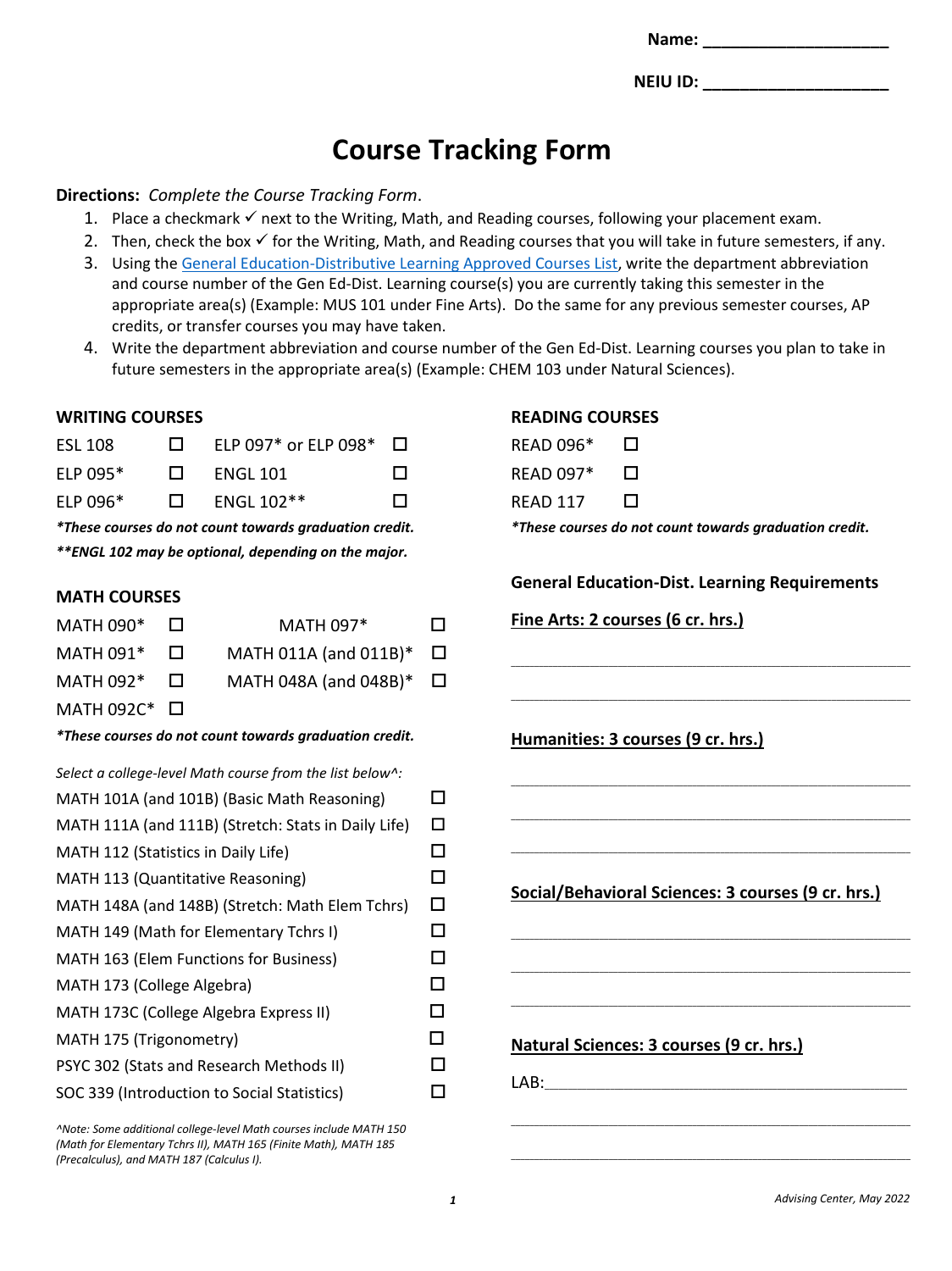Name: ____________________

NEIU ID: ____________________

# Course Tracking Form

**Directions:** *Complete the Course Tracking Form*.

1. Place a checkmark ✓ next to the Writing, Math, and Reading courses, following your placement exam.
2. Then, check the box ✓ for the Writing, Math, and Reading courses that you will take in future semesters, if any.
3. Using the General Education-Distributive Learning Approved Courses List, write the department abbreviation and course number of the Gen Ed-Dist. Learning course(s) you are currently taking this semester in the appropriate area(s) (Example: MUS 101 under Fine Arts). Do the same for any previous semester courses, AP credits, or transfer courses you may have taken.
4. Write the department abbreviation and course number of the Gen Ed-Dist. Learning courses you plan to take in future semesters in the appropriate area(s) (Example: CHEM 103 under Natural Sciences).

## WRITING COURSES

| | | | |
|---|---|---|---|
| ESL 108 | ☐ | ELP 097* or ELP 098* | ☐ |
| ELP 095* | ☐ | ENGL 101 | ☐ |
| ELP 096* | ☐ | ENGL 102** | ☐ |

***These courses do not count towards graduation credit.***

*****ENGL 102 may be optional, depending on the major.***

## MATH COURSES

| | | | |
|---|---|---|---|
| MATH 090* | ☐ | MATH 097* | ☐ |
| MATH 091* | ☐ | MATH 011A (and 011B)* | ☐ |
| MATH 092* | ☐ | MATH 048A (and 048B)* | ☐ |
| MATH 092C* | ☐ | | |

***These courses do not count towards graduation credit.***

*Select a college-level Math course from the list below^:*

| | |
|---|---|
| MATH 101A (and 101B) (Basic Math Reasoning) | ☐ |
| MATH 111A (and 111B) (Stretch: Stats in Daily Life) | ☐ |
| MATH 112 (Statistics in Daily Life) | ☐ |
| MATH 113 (Quantitative Reasoning) | ☐ |
| MATH 148A (and 148B) (Stretch: Math Elem Tchrs) | ☐ |
| MATH 149 (Math for Elementary Tchrs I) | ☐ |
| MATH 163 (Elem Functions for Business) | ☐ |
| MATH 173 (College Algebra) | ☐ |
| MATH 173C (College Algebra Express II) | ☐ |
| MATH 175 (Trigonometry) | ☐ |
| PSYC 302 (Stats and Research Methods II) | ☐ |
| SOC 339 (Introduction to Social Statistics) | ☐ |

*^Note: Some additional college-level Math courses include MATH 150 (Math for Elementary Tchrs II), MATH 165 (Finite Math), MATH 185 (Precalculus), and MATH 187 (Calculus I).*

## READING COURSES

| | |
|---|---|
| READ 096* | ☐ |
| READ 097* | ☐ |
| READ 117 | ☐ |

***These courses do not count towards graduation credit.***

## General Education-Dist. Learning Requirements

**Fine Arts: 2 courses (6 cr. hrs.)**

____________________

____________________

**Humanities: 3 courses (9 cr. hrs.)**

____________________

____________________

____________________

**Social/Behavioral Sciences: 3 courses (9 cr. hrs.)**

____________________

____________________

____________________

**Natural Sciences: 3 courses (9 cr. hrs.)**

LAB:____________________

____________________

____________________

*Advising Center, May 2022*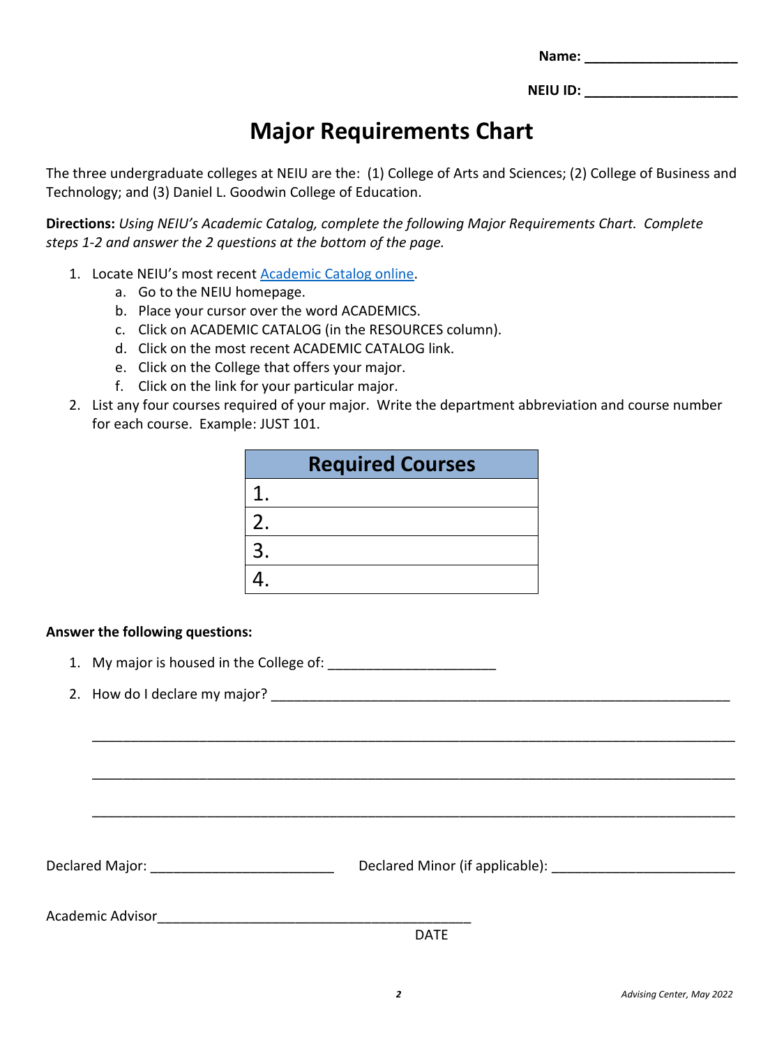Name: ____________________

NEIU ID: ____________________

# Major Requirements Chart

The three undergraduate colleges at NEIU are the: (1) College of Arts and Sciences; (2) College of Business and Technology; and (3) Daniel L. Goodwin College of Education.

**Directions:** *Using NEIU's Academic Catalog, complete the following Major Requirements Chart. Complete steps 1-2 and answer the 2 questions at the bottom of the page.*

1. Locate NEIU's most recent Academic Catalog online.
   a. Go to the NEIU homepage.
   b. Place your cursor over the word ACADEMICS.
   c. Click on ACADEMIC CATALOG (in the RESOURCES column).
   d. Click on the most recent ACADEMIC CATALOG link.
   e. Click on the College that offers your major.
   f. Click on the link for your particular major.
2. List any four courses required of your major. Write the department abbreviation and course number for each course. Example: JUST 101.

| Required Courses |
|---|
| 1. |
| 2. |
| 3. |
| 4. |

**Answer the following questions:**

1. My major is housed in the College of: ______________________
2. How do I declare my major? ____________________________________________________________

   ____________________________________________________________________________________

   ____________________________________________________________________________________

   ____________________________________________________________________________________

Declared Major: ________________________ Declared Minor (if applicable): ________________________

Academic Advisor_________________________________________
DATE

Advising Center, May 2022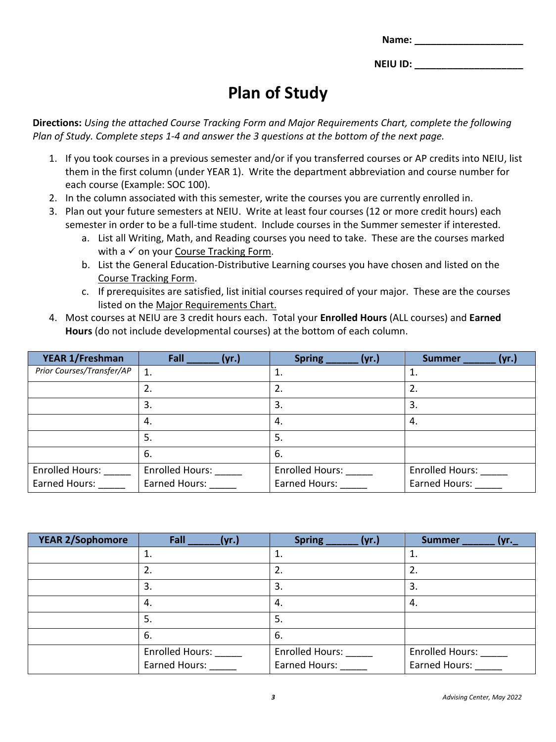**Name:** ____________________

**NEIU ID:** ____________________

# Plan of Study

**Directions:** *Using the attached Course Tracking Form and Major Requirements Chart, complete the following Plan of Study. Complete steps 1-4 and answer the 3 questions at the bottom of the next page.*

1. If you took courses in a previous semester and/or if you transferred courses or AP credits into NEIU, list them in the first column (under YEAR 1). Write the department abbreviation and course number for each course (Example: SOC 100).
2. In the column associated with this semester, write the courses you are currently enrolled in.
3. Plan out your future semesters at NEIU. Write at least four courses (12 or more credit hours) each semester in order to be a full-time student. Include courses in the Summer semester if interested.
   a. List all Writing, Math, and Reading courses you need to take. These are the courses marked with a ✓ on your Course Tracking Form.
   b. List the General Education-Distributive Learning courses you have chosen and listed on the Course Tracking Form.
   c. If prerequisites are satisfied, list initial courses required of your major. These are the courses listed on the Major Requirements Chart.
4. Most courses at NEIU are 3 credit hours each. Total your **Enrolled Hours** (ALL courses) and **Earned Hours** (do not include developmental courses) at the bottom of each column.

| YEAR 1/Freshman | Fall ______ (yr.) | Spring ______ (yr.) | Summer ______ (yr.) |
|---|---|---|---|
| *Prior Courses/Transfer/AP* | 1. | 1. | 1. |
| | 2. | 2. | 2. |
| | 3. | 3. | 3. |
| | 4. | 4. | 4. |
| | 5. | 5. | |
| | 6. | 6. | |
| Enrolled Hours: _____ Earned Hours: _____ | Enrolled Hours: _____ Earned Hours: _____ | Enrolled Hours: _____ Earned Hours: _____ | Enrolled Hours: _____ Earned Hours: _____ |

| YEAR 2/Sophomore | Fall ______(yr.) | Spring ______ (yr.) | Summer ______ (yr._ |
|---|---|---|---|
| | 1. | 1. | 1. |
| | 2. | 2. | 2. |
| | 3. | 3. | 3. |
| | 4. | 4. | 4. |
| | 5. | 5. | |
| | 6. | 6. | |
| | Enrolled Hours: _____ Earned Hours: _____ | Enrolled Hours: _____ Earned Hours: _____ | Enrolled Hours: _____ Earned Hours: _____ |

*Advising Center, May 2022*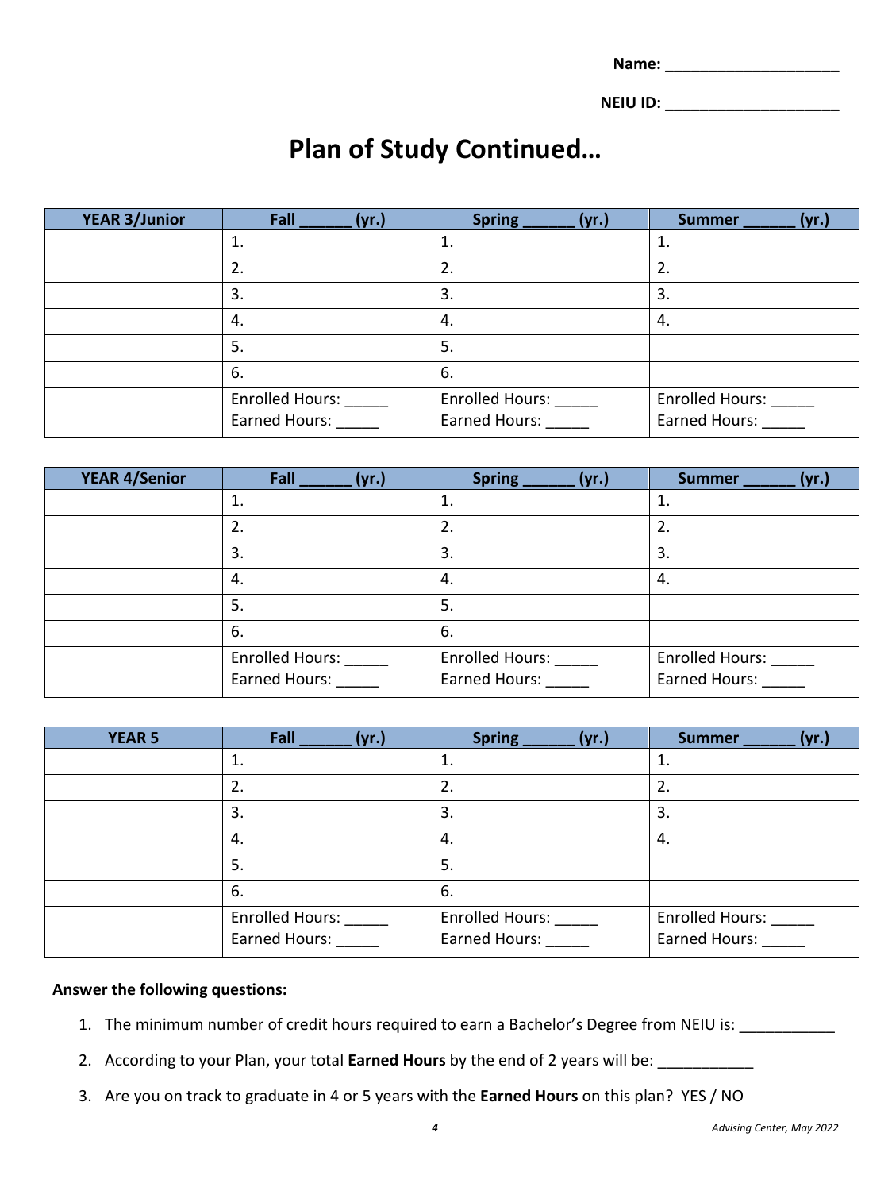Name: ____________________

NEIU ID: ____________________

# Plan of Study Continued…

| YEAR 3/Junior | Fall ______ (yr.) | Spring ______ (yr.) | Summer ______ (yr.) |
|---|---|---|---|
| | 1. | 1. | 1. |
| | 2. | 2. | 2. |
| | 3. | 3. | 3. |
| | 4. | 4. | 4. |
| | 5. | 5. | |
| | 6. | 6. | |
| | Enrolled Hours: _____ Earned Hours: _____ | Enrolled Hours: _____ Earned Hours: _____ | Enrolled Hours: _____ Earned Hours: _____ |

| YEAR 4/Senior | Fall ______ (yr.) | Spring ______ (yr.) | Summer ______ (yr.) |
|---|---|---|---|
| | 1. | 1. | 1. |
| | 2. | 2. | 2. |
| | 3. | 3. | 3. |
| | 4. | 4. | 4. |
| | 5. | 5. | |
| | 6. | 6. | |
| | Enrolled Hours: _____ Earned Hours: _____ | Enrolled Hours: _____ Earned Hours: _____ | Enrolled Hours: _____ Earned Hours: _____ |

| YEAR 5 | Fall ______ (yr.) | Spring ______ (yr.) | Summer ______ (yr.) |
|---|---|---|---|
| | 1. | 1. | 1. |
| | 2. | 2. | 2. |
| | 3. | 3. | 3. |
| | 4. | 4. | 4. |
| | 5. | 5. | |
| | 6. | 6. | |
| | Enrolled Hours: _____ Earned Hours: _____ | Enrolled Hours: _____ Earned Hours: _____ | Enrolled Hours: _____ Earned Hours: _____ |

**Answer the following questions:**

1. The minimum number of credit hours required to earn a Bachelor's Degree from NEIU is: ___________
2. According to your Plan, your total **Earned Hours** by the end of 2 years will be: ___________
3. Are you on track to graduate in 4 or 5 years with the **Earned Hours** on this plan? YES / NO

*Advising Center, May 2022*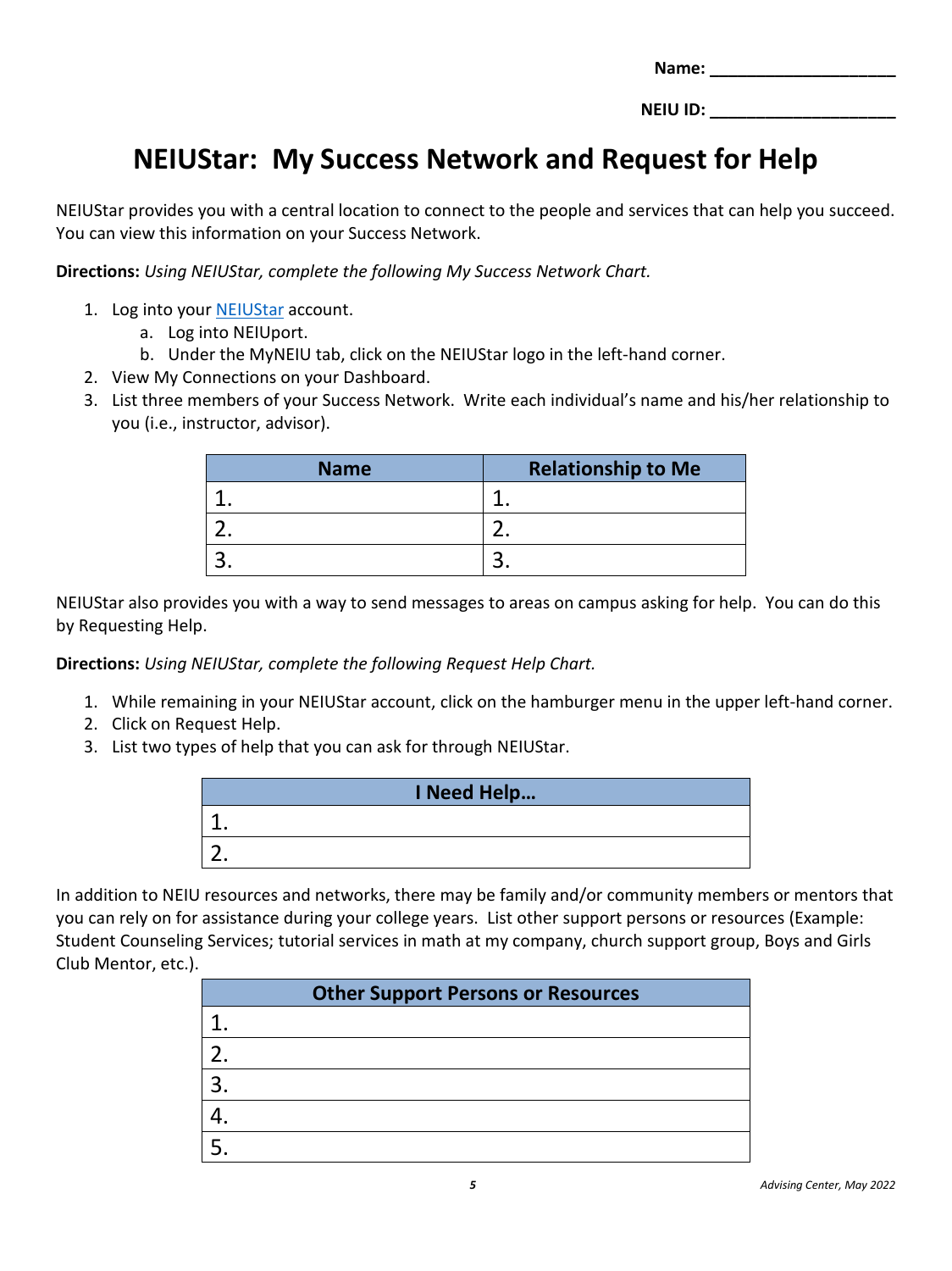Name: ____________________

NEIU ID: ____________________

# NEIUStar: My Success Network and Request for Help

NEIUStar provides you with a central location to connect to the people and services that can help you succeed. You can view this information on your Success Network.

**Directions:** *Using NEIUStar, complete the following My Success Network Chart.*

1. Log into your NEIUStar account.
   a. Log into NEIUport.
   b. Under the MyNEIU tab, click on the NEIUStar logo in the left-hand corner.
2. View My Connections on your Dashboard.
3. List three members of your Success Network. Write each individual's name and his/her relationship to you (i.e., instructor, advisor).

| Name | Relationship to Me |
|---|---|
| 1. | 1. |
| 2. | 2. |
| 3. | 3. |

NEIUStar also provides you with a way to send messages to areas on campus asking for help. You can do this by Requesting Help.

**Directions:** *Using NEIUStar, complete the following Request Help Chart.*

1. While remaining in your NEIUStar account, click on the hamburger menu in the upper left-hand corner.
2. Click on Request Help.
3. List two types of help that you can ask for through NEIUStar.

| I Need Help… |
|---|
| 1. |
| 2. |

In addition to NEIU resources and networks, there may be family and/or community members or mentors that you can rely on for assistance during your college years. List other support persons or resources (Example: Student Counseling Services; tutorial services in math at my company, church support group, Boys and Girls Club Mentor, etc.).

| Other Support Persons or Resources |
|---|
| 1. |
| 2. |
| 3. |
| 4. |
| 5. |

*Advising Center, May 2022*